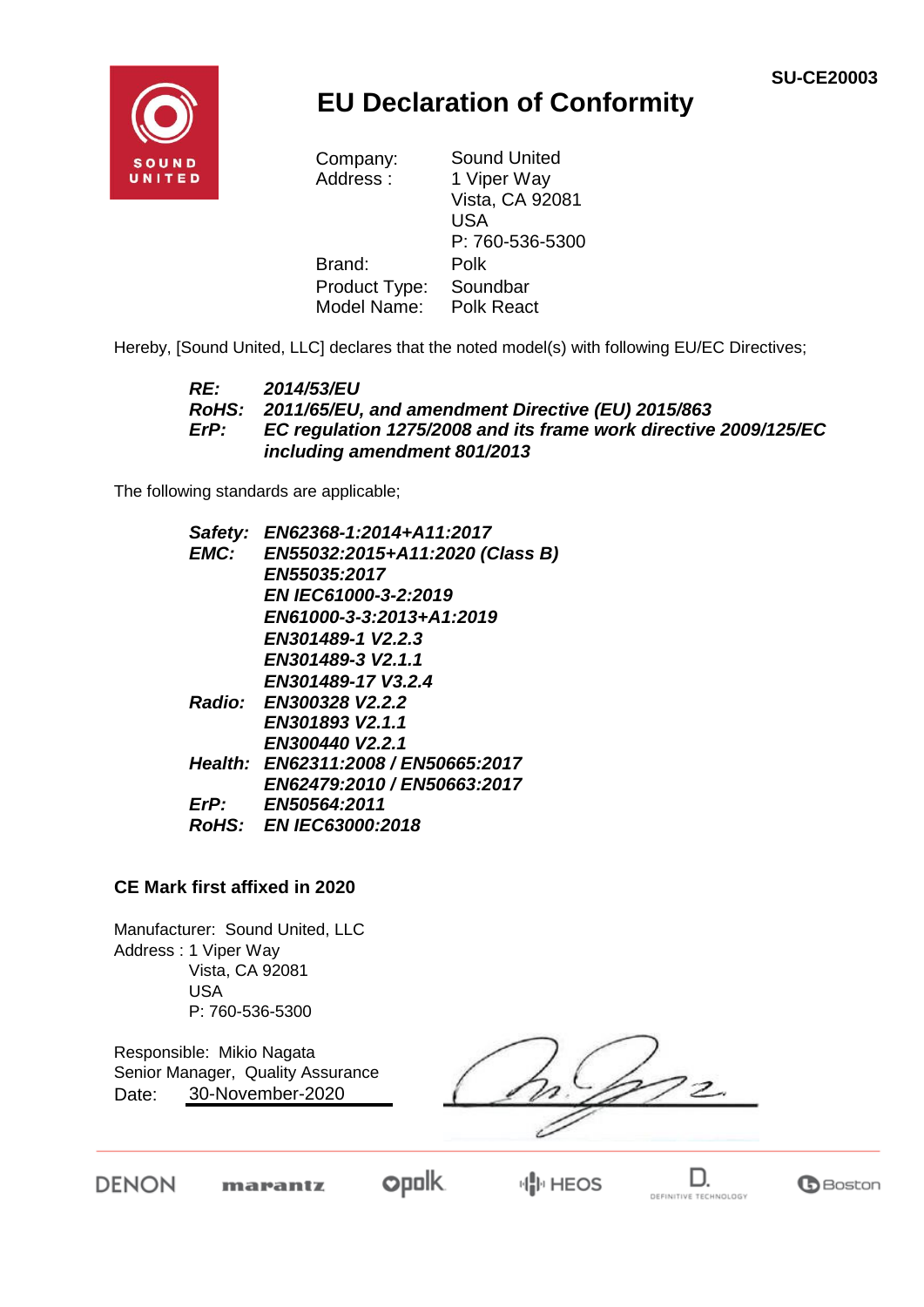SU-CE20003

# EU Declaration of Conformity

| | |
|---|---|
| Company: | Sound United |
| Address : | 1 Viper Way<br>Vista, CA 92081<br>USA<br>P: 760-536-5300 |
| Brand: | Polk |
| Product Type: | Soundbar |
| Model Name: | Polk React |

Hereby, [Sound United, LLC] declares that the noted model(s) with following EU/EC Directives;

| | |
|---|---|
| ***RE:*** | ***2014/53/EU*** |
| ***RoHS:*** | ***2011/65/EU, and amendment Directive (EU) 2015/863*** |
| ***ErP:*** | ***EC regulation 1275/2008 and its frame work directive 2009/125/EC including amendment 801/2013*** |

The following standards are applicable;

| | |
|---|---|
| ***Safety:*** | ***EN62368-1:2014+A11:2017*** |
| ***EMC:*** | ***EN55032:2015+A11:2020 (Class B)*** |
| | ***EN55035:2017*** |
| | ***EN IEC61000-3-2:2019*** |
| | ***EN61000-3-3:2013+A1:2019*** |
| | ***EN301489-1 V2.2.3*** |
| | ***EN301489-3 V2.1.1*** |
| | ***EN301489-17 V3.2.4*** |
| ***Radio:*** | ***EN300328 V2.2.2*** |
| | ***EN301893 V2.1.1*** |
| | ***EN300440 V2.2.1*** |
| ***Health:*** | ***EN62311:2008 / EN50665:2017*** |
| | ***EN62479:2010 / EN50663:2017*** |
| ***ErP:*** | ***EN50564:2011*** |
| ***RoHS:*** | ***EN IEC63000:2018*** |

**CE Mark first affixed in 2020**

Manufacturer: Sound United, LLC
Address : 1 Viper Way
Vista, CA 92081
USA
P: 760-536-5300

Responsible: Mikio Nagata
Senior Manager, Quality Assurance
Date: 30-November-2020

DENON marantz polk HEOS DEFINITIVE TECHNOLOGY Boston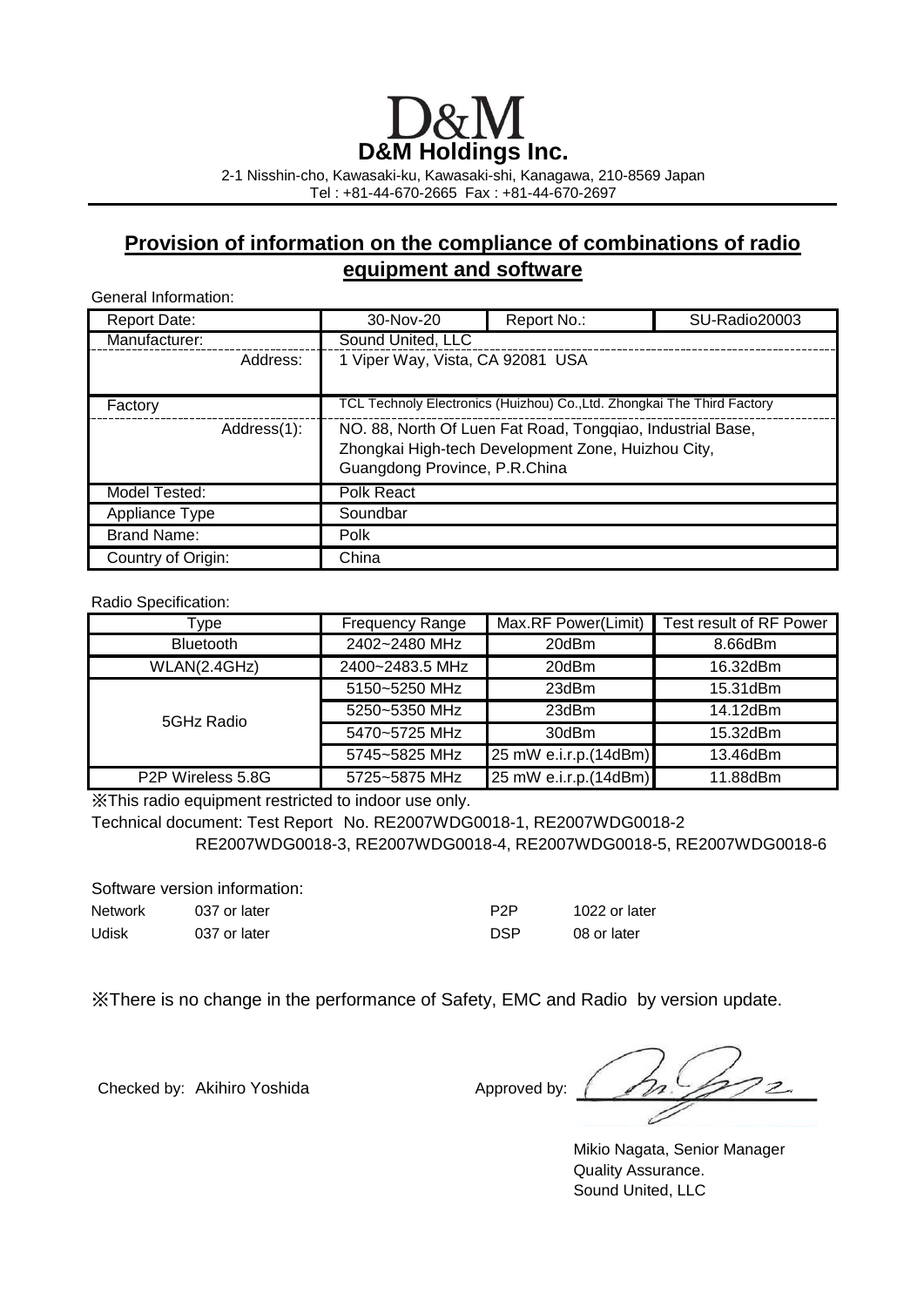# D&M

**D&M Holdings Inc.**

2-1 Nisshin-cho, Kawasaki-ku, Kawasaki-shi, Kanagawa, 210-8569 Japan
Tel : +81-44-670-2665 Fax : +81-44-670-2697

## Provision of information on the compliance of combinations of radio equipment and software

General Information:

| | | | |
|---|---|---|---|
| Report Date: | 30-Nov-20 | Report No.: | SU-Radio20003 |
| Manufacturer: | Sound United, LLC | | |
| Address: | 1 Viper Way, Vista, CA 92081 USA | | |
| Factory | TCL Technoly Electronics (Huizhou) Co.,Ltd. Zhongkai The Third Factory | | |
| Address(1): | NO. 88, North Of Luen Fat Road, Tongqiao, Industrial Base, Zhongkai High-tech Development Zone, Huizhou City, Guangdong Province, P.R.China | | |
| Model Tested: | Polk React | | |
| Appliance Type | Soundbar | | |
| Brand Name: | Polk | | |
| Country of Origin: | China | | |

Radio Specification:

| Type | Frequency Range | Max.RF Power(Limit) | Test result of RF Power |
|---|---|---|---|
| Bluetooth | 2402~2480 MHz | 20dBm | 8.66dBm |
| WLAN(2.4GHz) | 2400~2483.5 MHz | 20dBm | 16.32dBm |
| 5GHz Radio | 5150~5250 MHz | 23dBm | 15.31dBm |
| | 5250~5350 MHz | 23dBm | 14.12dBm |
| | 5470~5725 MHz | 30dBm | 15.32dBm |
| | 5745~5825 MHz | 25 mW e.i.r.p.(14dBm) | 13.46dBm |
| P2P Wireless 5.8G | 5725~5875 MHz | 25 mW e.i.r.p.(14dBm) | 11.88dBm |

※This radio equipment restricted to indoor use only.

Technical document: Test Report No. RE2007WDG0018-1, RE2007WDG0018-2
RE2007WDG0018-3, RE2007WDG0018-4, RE2007WDG0018-5, RE2007WDG0018-6

Software version information:

| | | | |
|---|---|---|---|
| Network | 037 or later | P2P | 1022 or later |
| Udisk | 037 or later | DSP | 08 or later |

※There is no change in the performance of Safety, EMC and Radio by version update.

Checked by: Akihiro Yoshida

Approved by:

Mikio Nagata, Senior Manager
Quality Assurance.
Sound United, LLC